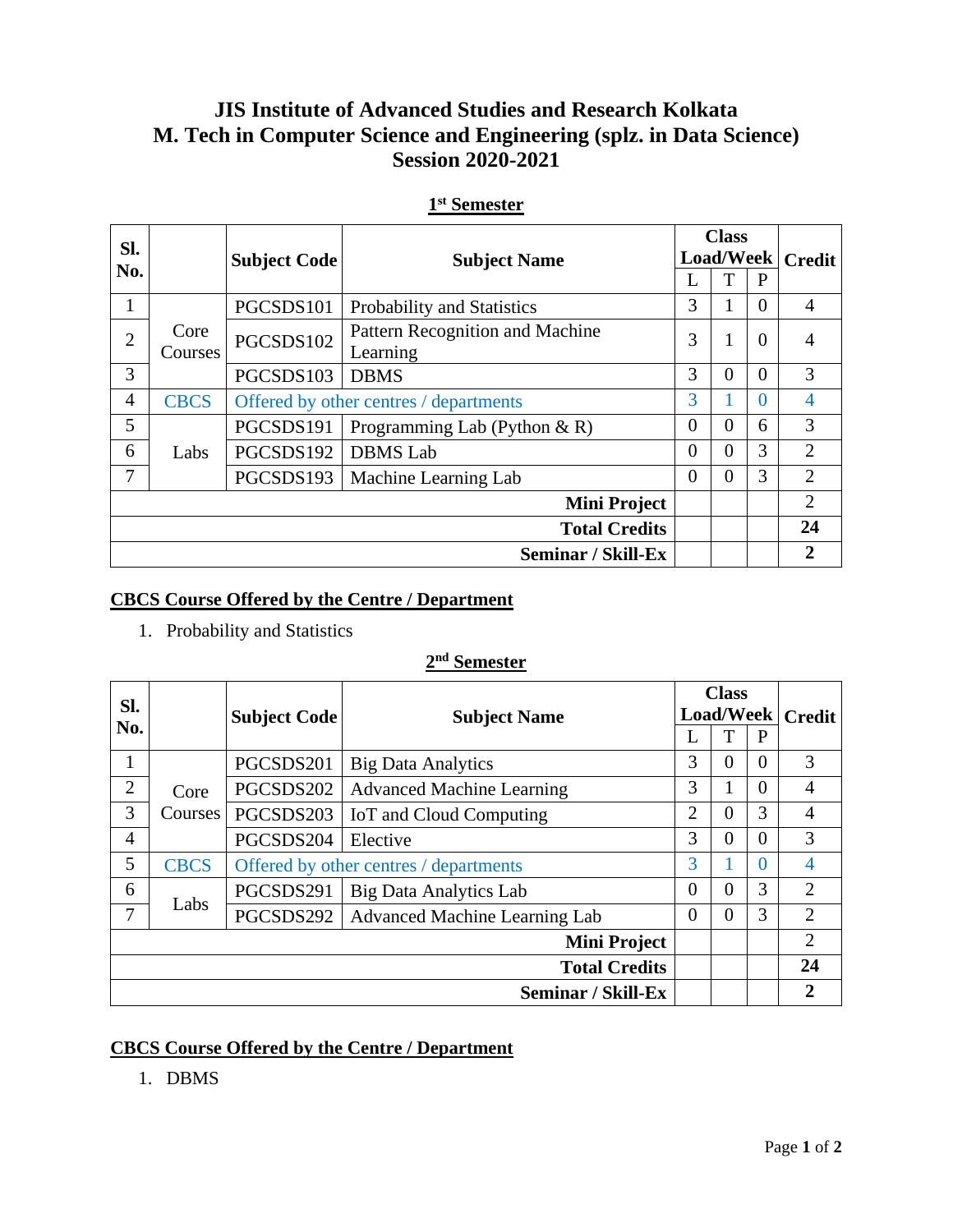# JIS Institute of Advanced Studies and Research Kolkata
# M. Tech in Computer Science and Engineering (splz. in Data Science)
# Session 2020-2021

## 1st Semester

| Sl. No. | | Subject Code | Subject Name | Class Load/Week | | | Credit |
|---|---|---|---|---|---|---|---|
| | | | | L | T | P | |
| 1 | Core Courses | PGCSDS101 | Probability and Statistics | 3 | 1 | 0 | 4 |
| 2 | | PGCSDS102 | Pattern Recognition and Machine Learning | 3 | 1 | 0 | 4 |
| 3 | | PGCSDS103 | DBMS | 3 | 0 | 0 | 3 |
| 4 | CBCS | Offered by other centres / departments | | 3 | 1 | 0 | 4 |
| 5 | Labs | PGCSDS191 | Programming Lab (Python & R) | 0 | 0 | 6 | 3 |
| 6 | | PGCSDS192 | DBMS Lab | 0 | 0 | 3 | 2 |
| 7 | | PGCSDS193 | Machine Learning Lab | 0 | 0 | 3 | 2 |
| | | | **Mini Project** | | | | 2 |
| | | | **Total Credits** | | | | **24** |
| | | | **Seminar / Skill-Ex** | | | | **2** |

**CBCS Course Offered by the Centre / Department**

1. Probability and Statistics

## 2nd Semester

| Sl. No. | | Subject Code | Subject Name | Class Load/Week | | | Credit |
|---|---|---|---|---|---|---|---|
| | | | | L | T | P | |
| 1 | Core Courses | PGCSDS201 | Big Data Analytics | 3 | 0 | 0 | 3 |
| 2 | | PGCSDS202 | Advanced Machine Learning | 3 | 1 | 0 | 4 |
| 3 | | PGCSDS203 | IoT and Cloud Computing | 2 | 0 | 3 | 4 |
| 4 | | PGCSDS204 | Elective | 3 | 0 | 0 | 3 |
| 5 | CBCS | Offered by other centres / departments | | 3 | 1 | 0 | 4 |
| 6 | Labs | PGCSDS291 | Big Data Analytics Lab | 0 | 0 | 3 | 2 |
| 7 | | PGCSDS292 | Advanced Machine Learning Lab | 0 | 0 | 3 | 2 |
| | | | **Mini Project** | | | | 2 |
| | | | **Total Credits** | | | | **24** |
| | | | **Seminar / Skill-Ex** | | | | **2** |

**CBCS Course Offered by the Centre / Department**

1. DBMS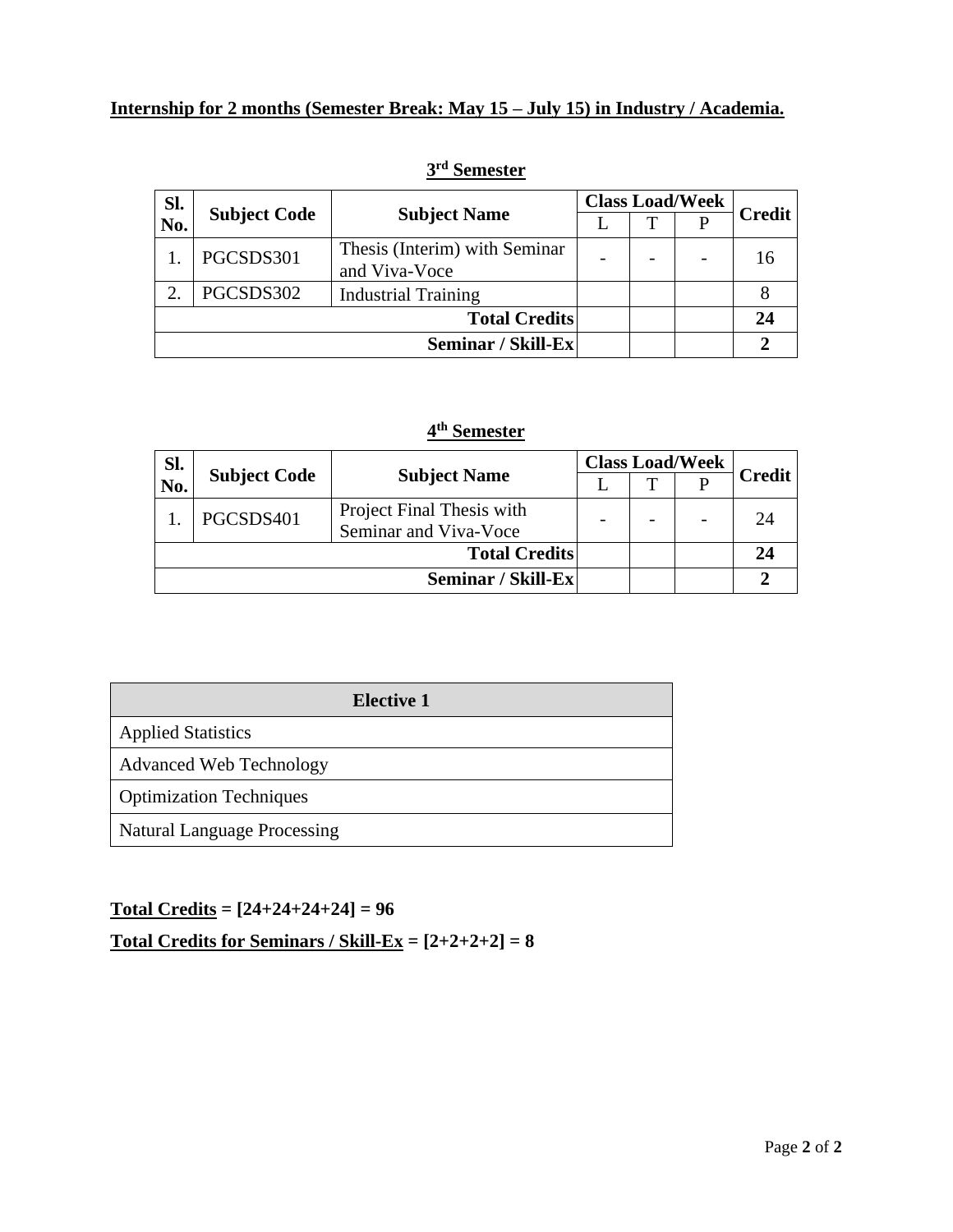**Internship for 2 months (Semester Break: May 15 – July 15) in Industry / Academia.**

### 3rd Semester

| Sl. No. | Subject Code | Subject Name | Class Load/Week | | | Credit |
|---|---|---|---|---|---|---|
| | | | L | T | P | |
| 1. | PGCSDS301 | Thesis (Interim) with Seminar and Viva-Voce | - | - | - | 16 |
| 2. | PGCSDS302 | Industrial Training | | | | 8 |
| | | **Total Credits** | | | | **24** |
| | | **Seminar / Skill-Ex** | | | | **2** |

### 4th Semester

| Sl. No. | Subject Code | Subject Name | Class Load/Week | | | Credit |
|---|---|---|---|---|---|---|
| | | | L | T | P | |
| 1. | PGCSDS401 | Project Final Thesis with Seminar and Viva-Voce | - | - | - | 24 |
| | | **Total Credits** | | | | **24** |
| | | **Seminar / Skill-Ex** | | | | **2** |

| Elective 1 |
|---|
| Applied Statistics |
| Advanced Web Technology |
| Optimization Techniques |
| Natural Language Processing |

**Total Credits = [24+24+24+24] = 96**

**Total Credits for Seminars / Skill-Ex = [2+2+2+2] = 8**